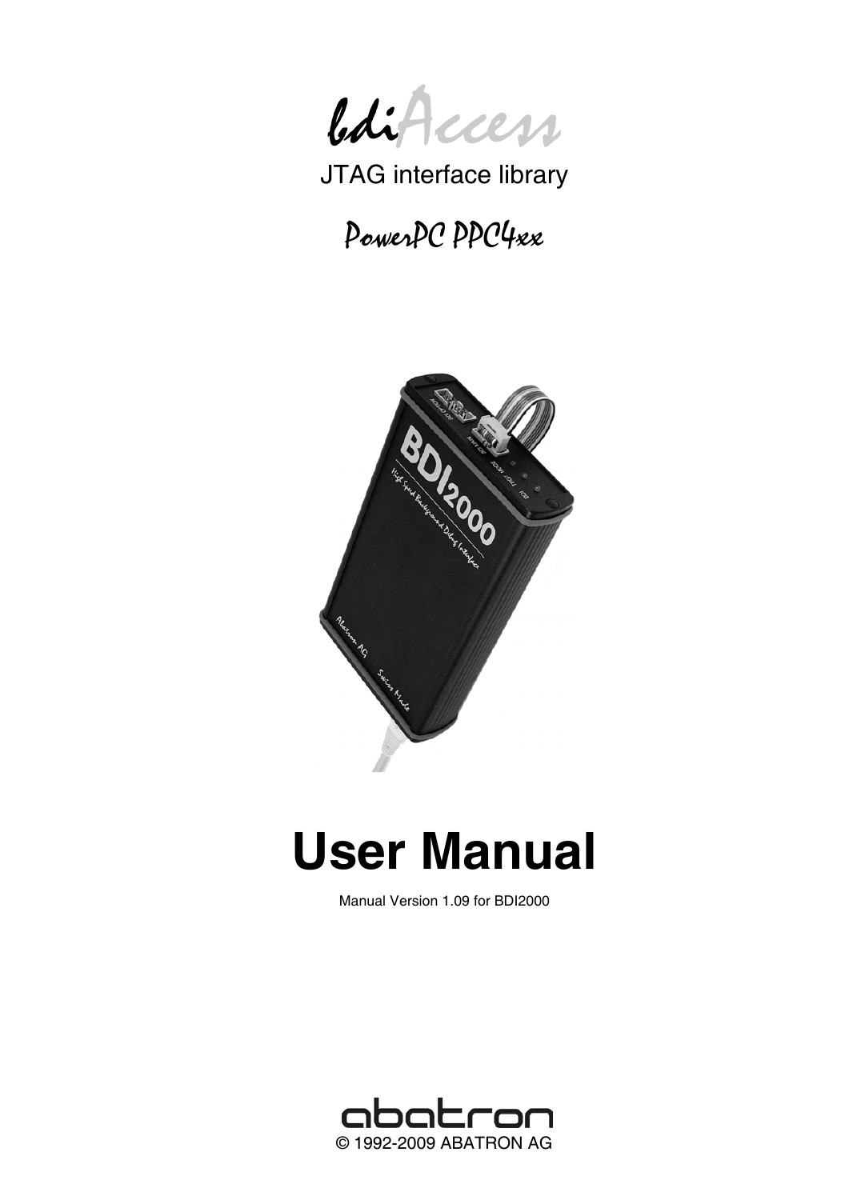# bdiAccess

JTAG interface library

## PowerPC PPC4xx

# User Manual

Manual Version 1.09 for BDI2000

abatron

© 1992-2009 ABATRON AG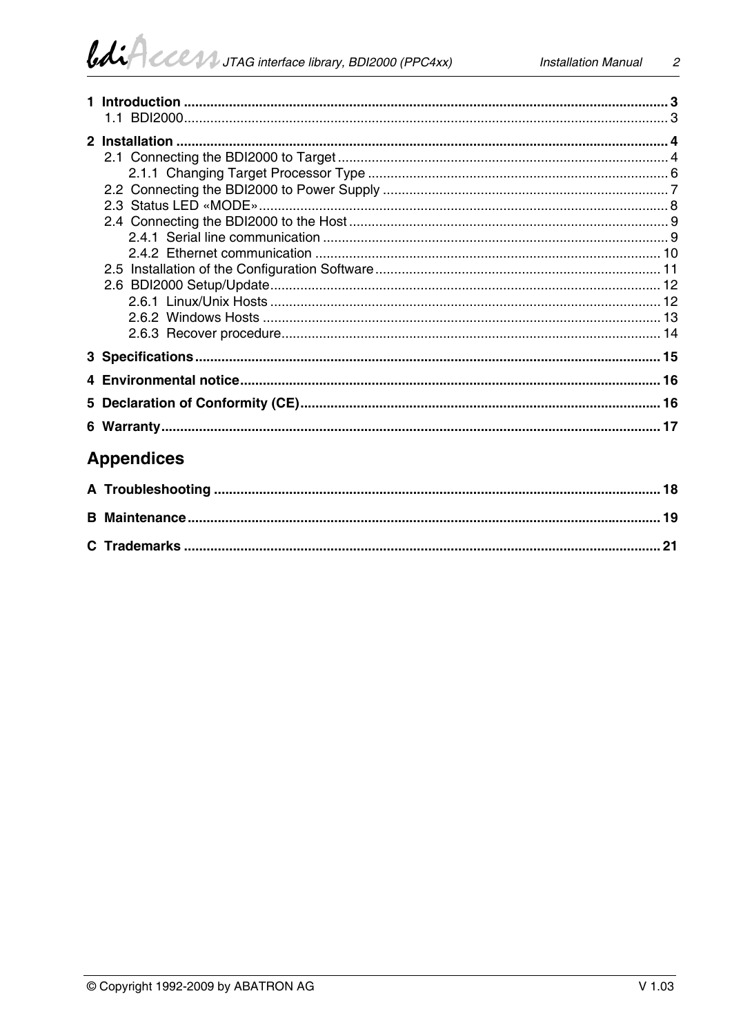1 Introduction ............................................................................................................................... 3
  1.1 BDI2000............................................................................................................................... 3

2 Installation ................................................................................................................................. 4
  2.1 Connecting the BDI2000 to Target ....................................................................................... 4
    2.1.1 Changing Target Processor Type ............................................................................... 6
  2.2 Connecting the BDI2000 to Power Supply ........................................................................... 7
  2.3 Status LED «MODE»........................................................................................................... 8
  2.4 Connecting the BDI2000 to the Host .................................................................................... 9
    2.4.1 Serial line communication ........................................................................................... 9
    2.4.2 Ethernet communication ........................................................................................... 10
  2.5 Installation of the Configuration Software ........................................................................... 11
  2.6 BDI2000 Setup/Update....................................................................................................... 12
    2.6.1 Linux/Unix Hosts ....................................................................................................... 12
    2.6.2 Windows Hosts ......................................................................................................... 13
    2.6.3 Recover procedure.................................................................................................... 14

3 Specifications .......................................................................................................................... 15

4 Environmental notice.............................................................................................................. 16

5 Declaration of Conformity (CE).............................................................................................. 16

6 Warranty................................................................................................................................... 17

## Appendices

A Troubleshooting ..................................................................................................................... 18

B Maintenance............................................................................................................................ 19

C Trademarks ............................................................................................................................. 21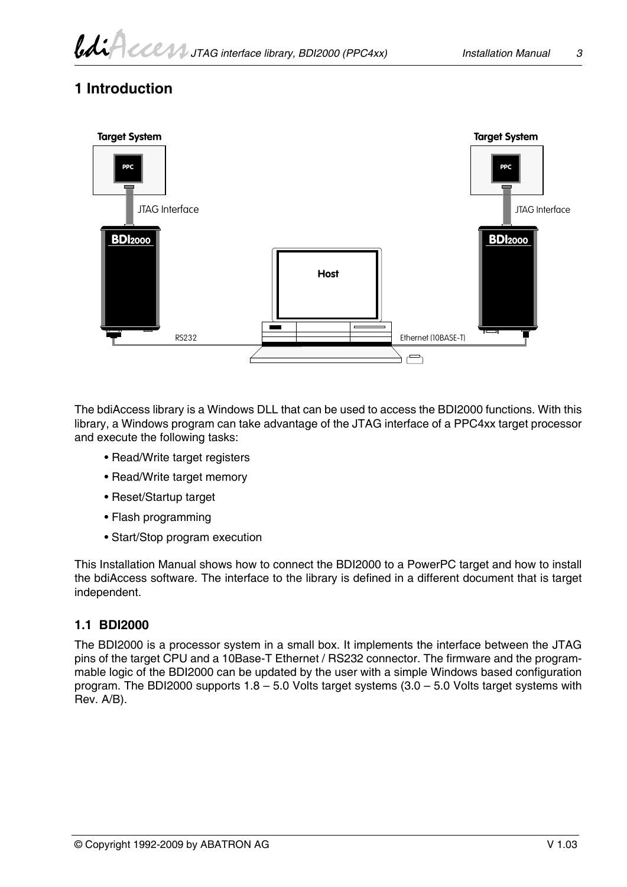# 1 Introduction

The bdiAccess library is a Windows DLL that can be used to access the BDI2000 functions. With this library, a Windows program can take advantage of the JTAG interface of a PPC4xx target processor and execute the following tasks:

- Read/Write target registers
- Read/Write target memory
- Reset/Startup target
- Flash programming
- Start/Stop program execution

This Installation Manual shows how to connect the BDI2000 to a PowerPC target and how to install the bdiAccess software. The interface to the library is defined in a different document that is target independent.

## 1.1 BDI2000

The BDI2000 is a processor system in a small box. It implements the interface between the JTAG pins of the target CPU and a 10Base-T Ethernet / RS232 connector. The firmware and the programmable logic of the BDI2000 can be updated by the user with a simple Windows based configuration program. The BDI2000 supports 1.8 – 5.0 Volts target systems (3.0 – 5.0 Volts target systems with Rev. A/B).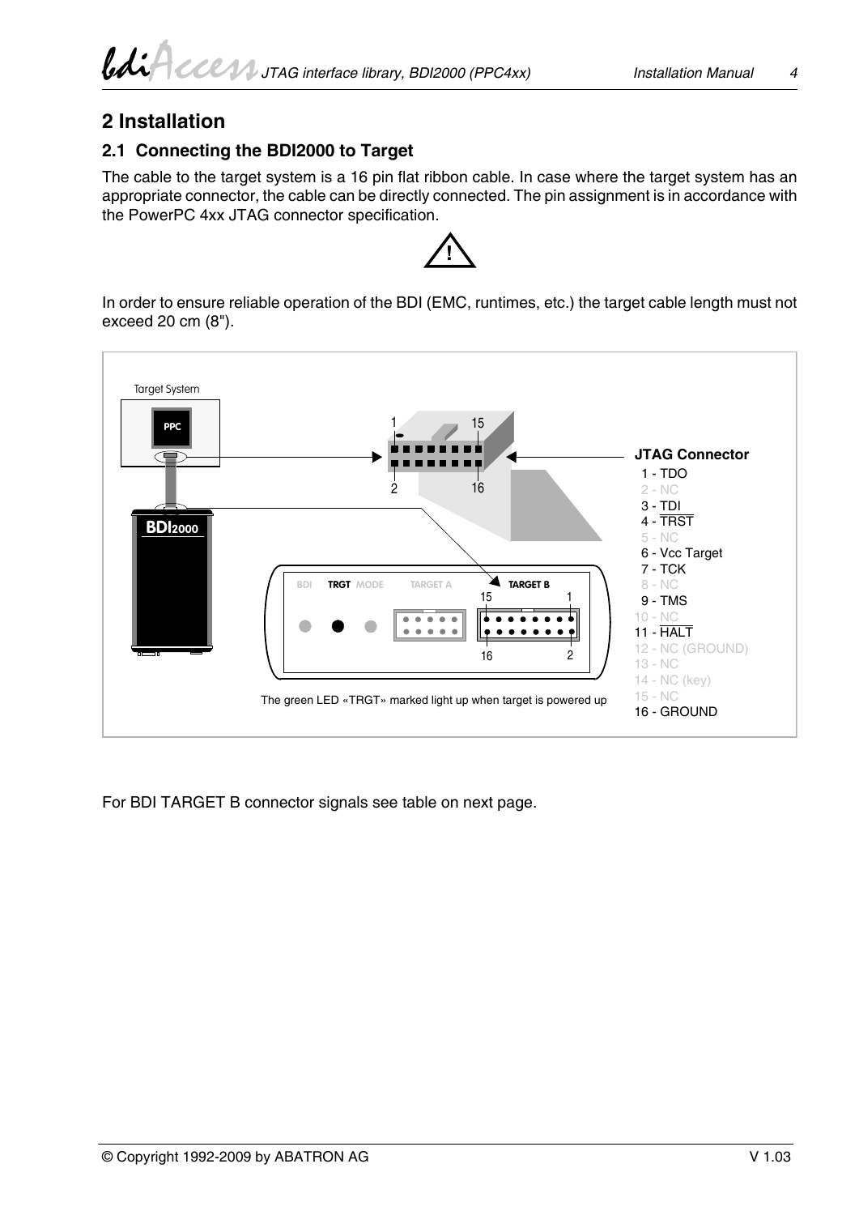# 2 Installation

## 2.1 Connecting the BDI2000 to Target

The cable to the target system is a 16 pin flat ribbon cable. In case where the target system has an appropriate connector, the cable can be directly connected. The pin assignment is in accordance with the PowerPC 4xx JTAG connector specification.

!

In order to ensure reliable operation of the BDI (EMC, runtimes, etc.) the target cable length must not exceed 20 cm (8").

Target System

PPC

BDI2000

**JTAG Connector**

1 - TDO
2 - NC
3 - TDI
4 - TRST
5 - NC
6 - Vcc Target
7 - TCK
8 - NC
9 - TMS
10 - NC
11 - HALT
12 - NC (GROUND)
13 - NC
14 - NC (key)
15 - NC
16 - GROUND

BDI TRGT MODE TARGET A TARGET B

The green LED «TRGT» marked light up when target is powered up

For BDI TARGET B connector signals see table on next page.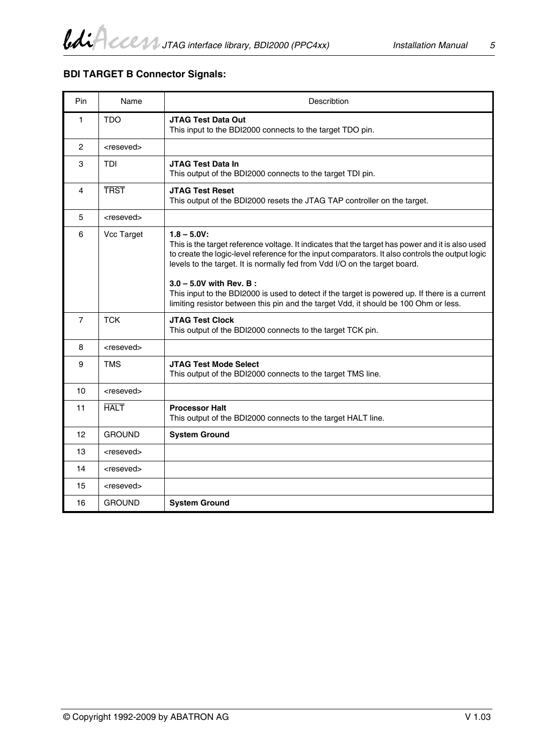### BDI TARGET B Connector Signals:

| Pin | Name | Describtion |
|---|---|---|
| 1 | TDO | **JTAG Test Data Out**<br>This input to the BDI2000 connects to the target TDO pin. |
| 2 | <reseved> | |
| 3 | TDI | **JTAG Test Data In**<br>This output of the BDI2000 connects to the target TDI pin. |
| 4 | $\overline{\text{TRST}}$ | **JTAG Test Reset**<br>This output of the BDI2000 resets the JTAG TAP controller on the target. |
| 5 | <reseved> | |
| 6 | Vcc Target | **1.8 – 5.0V:**<br>This is the target reference voltage. It indicates that the target has power and it is also used to create the logic-level reference for the input comparators. It also controls the output logic levels to the target. It is normally fed from Vdd I/O on the target board.<br><br>**3.0 – 5.0V with Rev. B :**<br>This input to the BDI2000 is used to detect if the target is powered up. If there is a current limiting resistor between this pin and the target Vdd, it should be 100 Ohm or less. |
| 7 | TCK | **JTAG Test Clock**<br>This output of the BDI2000 connects to the target TCK pin. |
| 8 | <reseved> | |
| 9 | TMS | **JTAG Test Mode Select**<br>This output of the BDI2000 connects to the target TMS line. |
| 10 | <reseved> | |
| 11 | $\overline{\text{HALT}}$ | **Processor Halt**<br>This output of the BDI2000 connects to the target HALT line. |
| 12 | GROUND | **System Ground** |
| 13 | <reseved> | |
| 14 | <reseved> | |
| 15 | <reseved> | |
| 16 | GROUND | **System Ground** |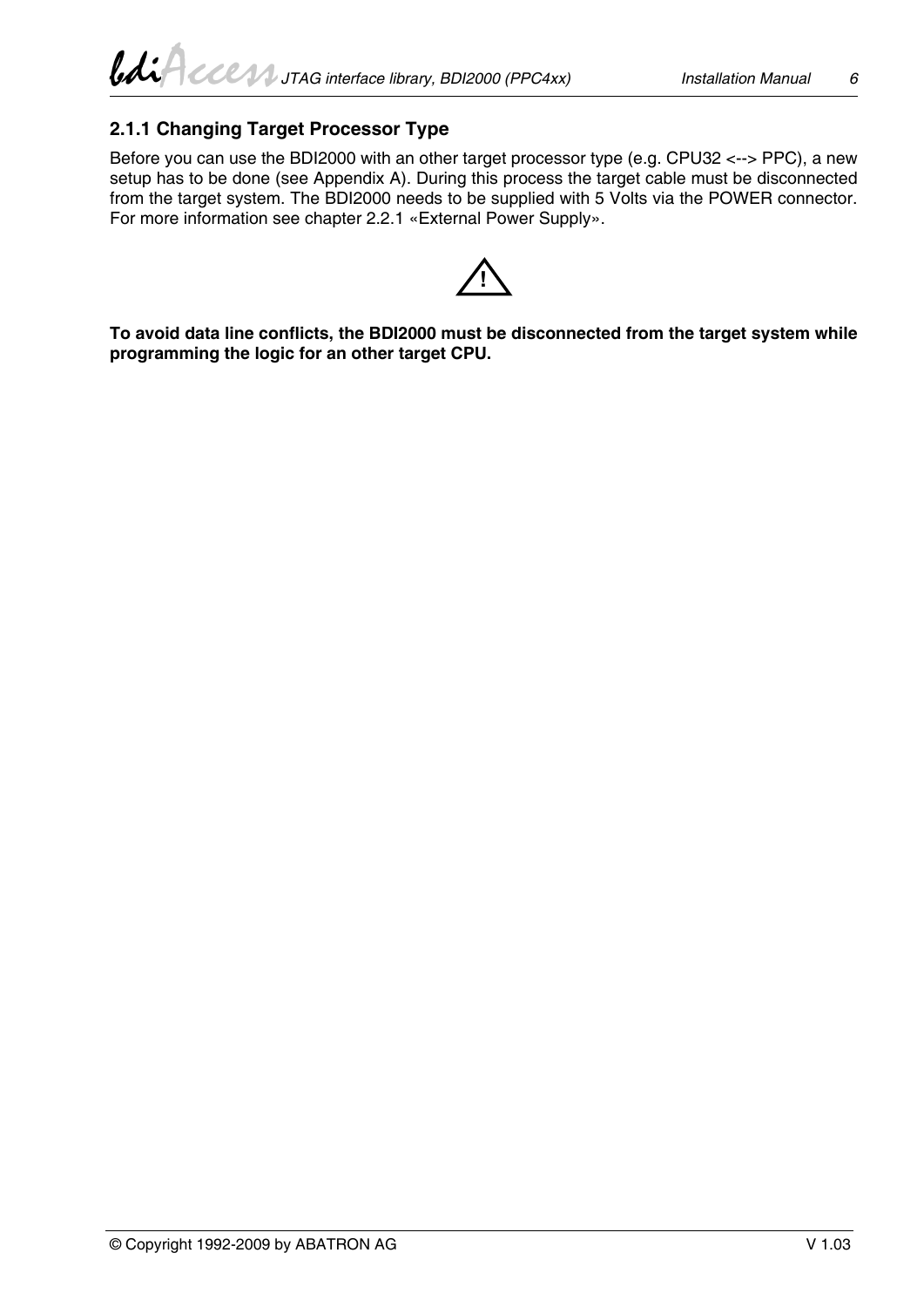### 2.1.1 Changing Target Processor Type

Before you can use the BDI2000 with an other target processor type (e.g. CPU32 <--> PPC), a new setup has to be done (see Appendix A). During this process the target cable must be disconnected from the target system. The BDI2000 needs to be supplied with 5 Volts via the POWER connector. For more information see chapter 2.2.1 «External Power Supply».

**To avoid data line conflicts, the BDI2000 must be disconnected from the target system while programming the logic for an other target CPU.**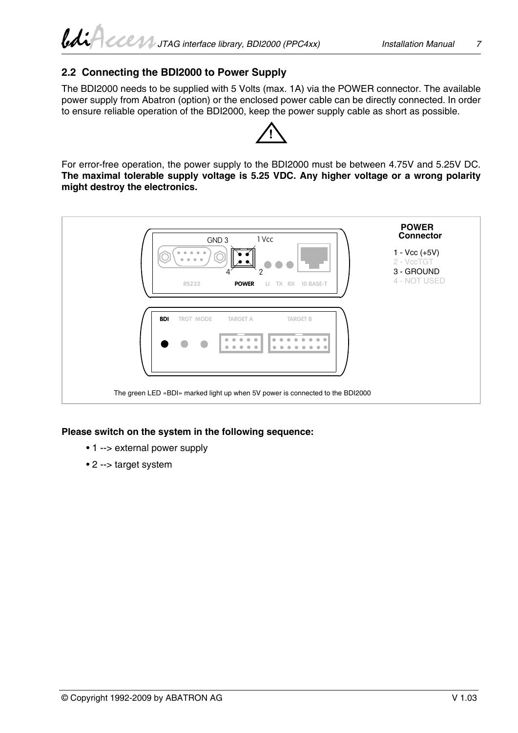## 2.2 Connecting the BDI2000 to Power Supply

The BDI2000 needs to be supplied with 5 Volts (max. 1A) via the POWER connector. The available power supply from Abatron (option) or the enclosed power cable can be directly connected. In order to ensure reliable operation of the BDI2000, keep the power supply cable as short as possible.

!

For error-free operation, the power supply to the BDI2000 must be between 4.75V and 5.25V DC. **The maximal tolerable supply voltage is 5.25 VDC. Any higher voltage or a wrong polarity might destroy the electronics.**

GND 3 1 Vcc 4 2

RS232 POWER LI TX RX 10 BASE-T

BDI TRGT MODE TARGET A TARGET B

**POWER Connector**

1 - Vcc (+5V)
2 - VccTGT
3 - GROUND
4 - NOT USED

The green LED «BDI» marked light up when 5V power is connected to the BDI2000

**Please switch on the system in the following sequence:**

- 1 --> external power supply
- 2 --> target system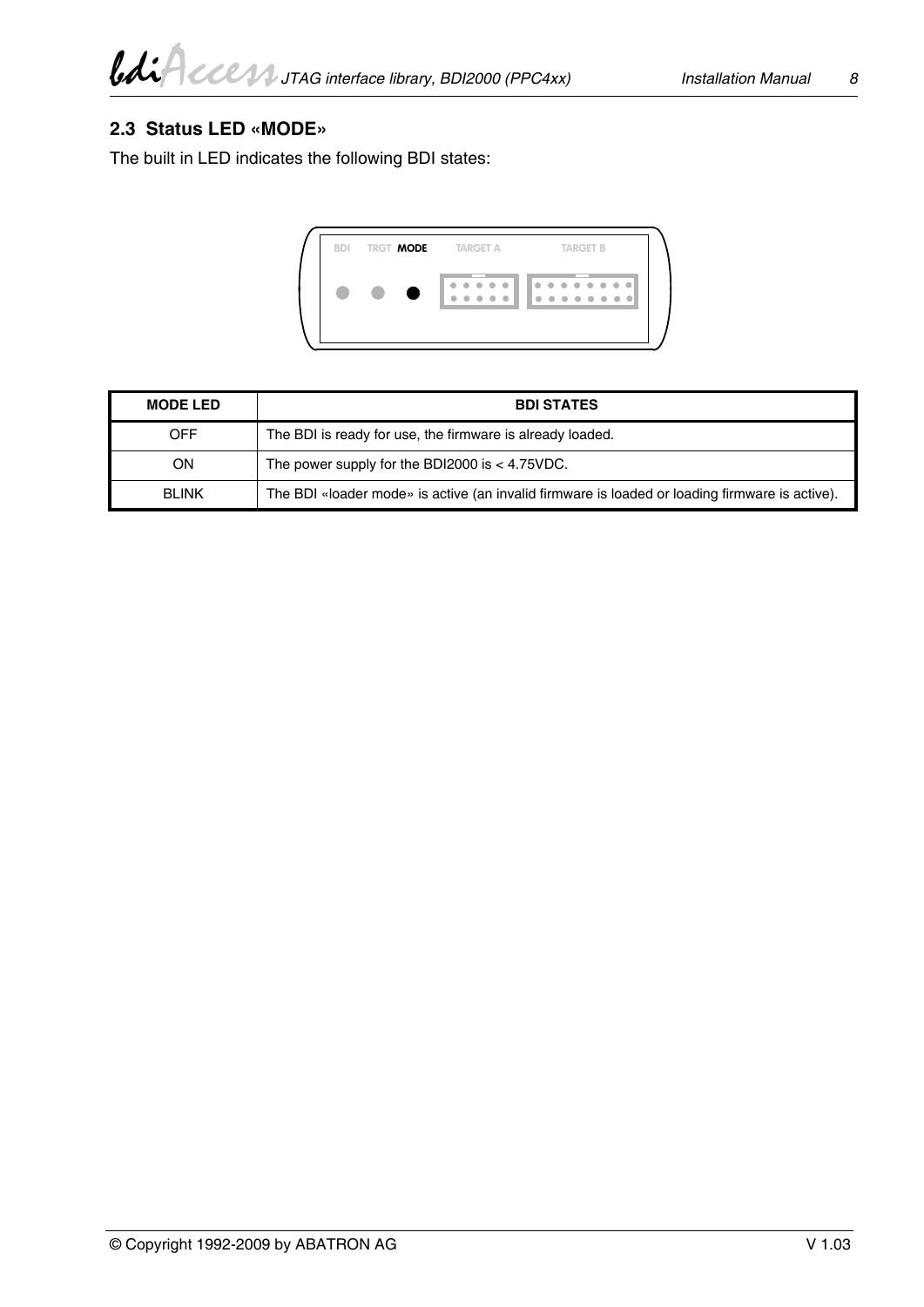## 2.3 Status LED «MODE»

The built in LED indicates the following BDI states:

| MODE LED | BDI STATES |
|---|---|
| OFF | The BDI is ready for use, the firmware is already loaded. |
| ON | The power supply for the BDI2000 is < 4.75VDC. |
| BLINK | The BDI «loader mode» is active (an invalid firmware is loaded or loading firmware is active). |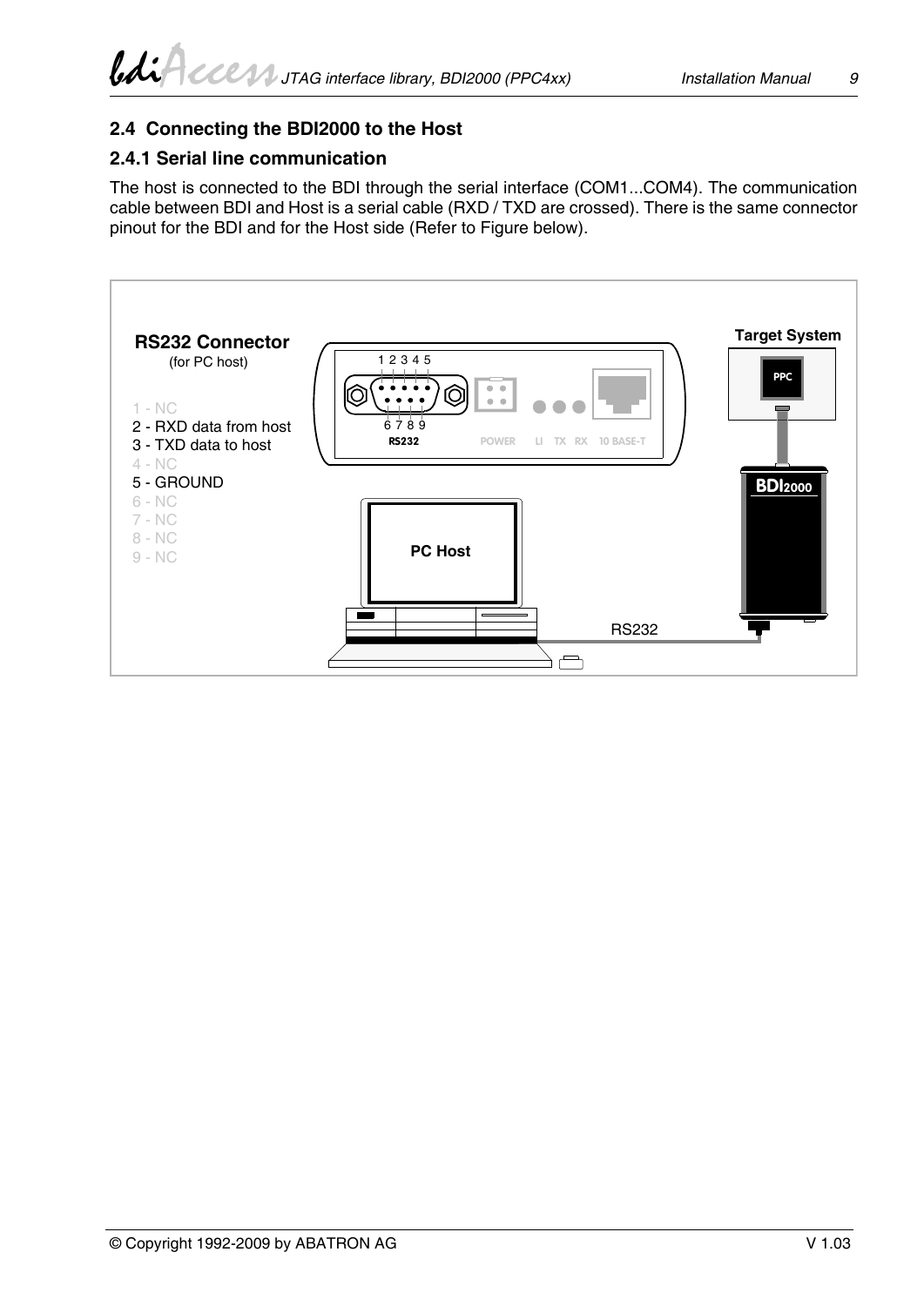## 2.4 Connecting the BDI2000 to the Host

### 2.4.1 Serial line communication

The host is connected to the BDI through the serial interface (COM1...COM4). The communication cable between BDI and Host is a serial cable (RXD / TXD are crossed). There is the same connector pinout for the BDI and for the Host side (Refer to Figure below).

**RS232 Connector**
(for PC host)

1 - NC
2 - RXD data from host
3 - TXD data to host
4 - NC
5 - GROUND
6 - NC
7 - NC
8 - NC
9 - NC

1 2 3 4 5
6 7 8 9
RS232 POWER LI TX RX 10 BASE-T

Target System
PPC
BDI2000
PC Host
RS232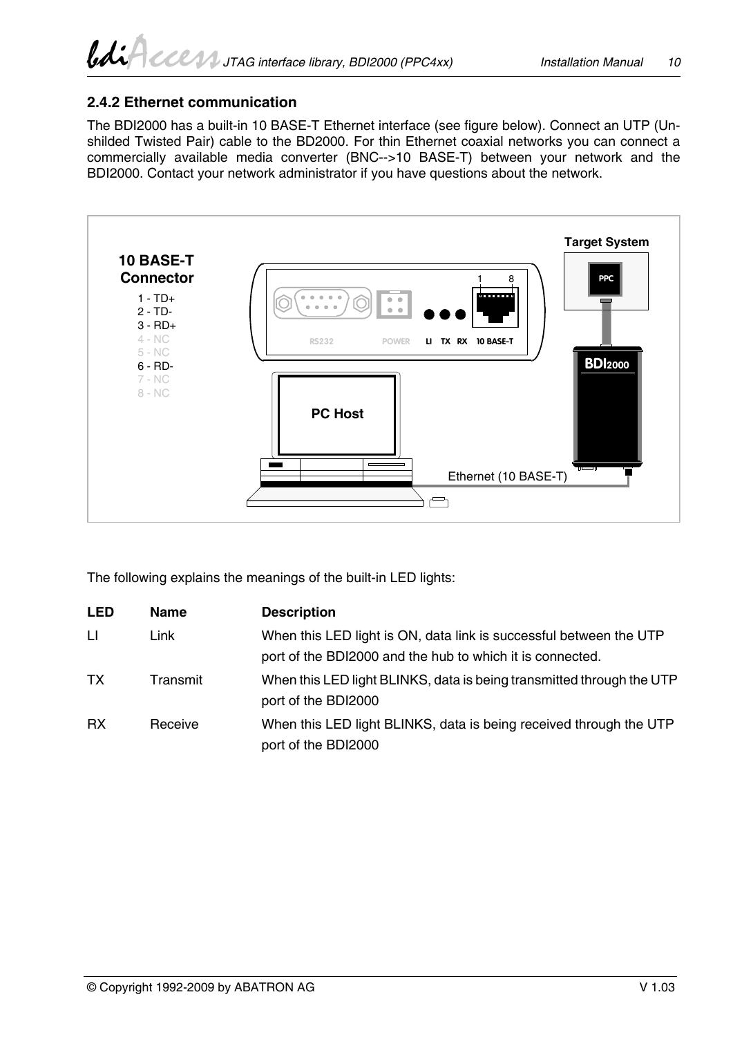### 2.4.2 Ethernet communication

The BDI2000 has a built-in 10 BASE-T Ethernet interface (see figure below). Connect an UTP (Unshilded Twisted Pair) cable to the BD2000. For thin Ethernet coaxial networks you can connect a commercially available media converter (BNC-->10 BASE-T) between your network and the BDI2000. Contact your network administrator if you have questions about the network.

**10 BASE-T Connector**

1 - TD+
2 - TD-
3 - RD+
4 - NC
5 - NC
6 - RD-
7 - NC
8 - NC

The following explains the meanings of the built-in LED lights:

| LED | Name | Description |
|---|---|---|
| LI | Link | When this LED light is ON, data link is successful between the UTP port of the BDI2000 and the hub to which it is connected. |
| TX | Transmit | When this LED light BLINKS, data is being transmitted through the UTP port of the BDI2000 |
| RX | Receive | When this LED light BLINKS, data is being received through the UTP port of the BDI2000 |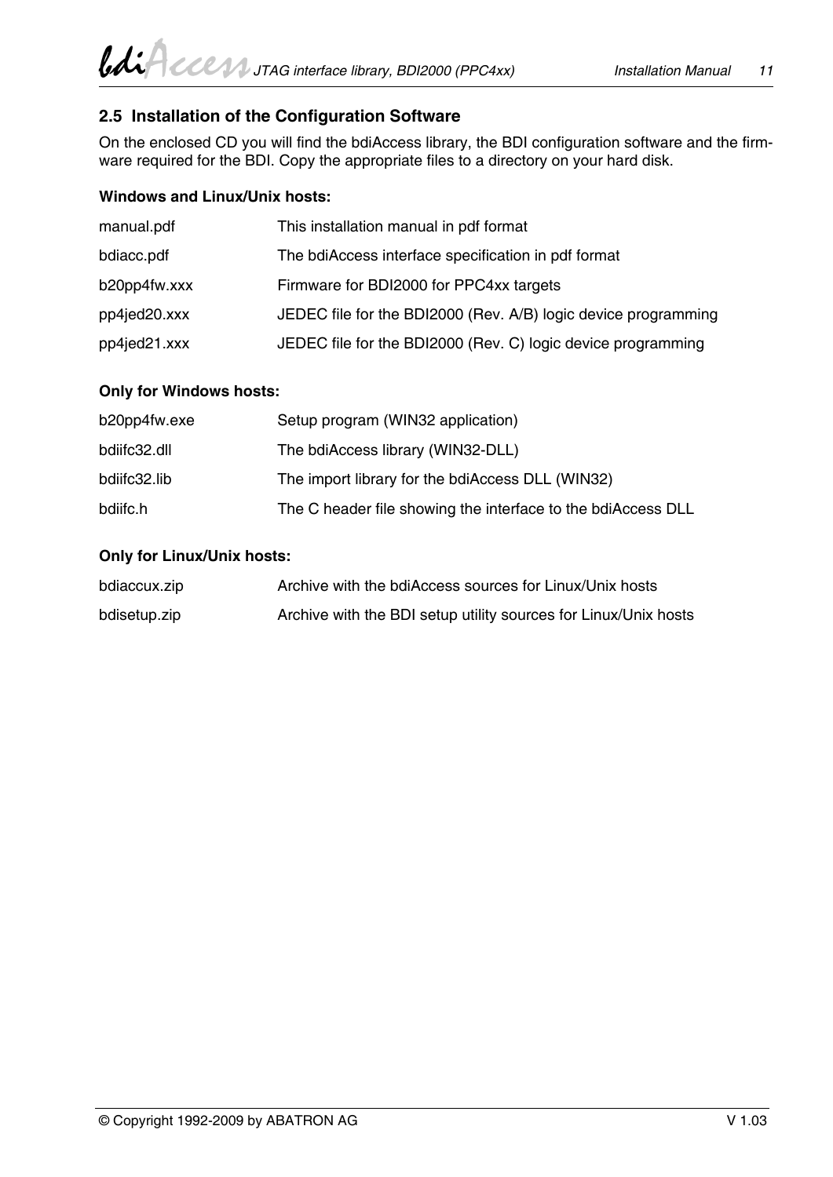## 2.5 Installation of the Configuration Software

On the enclosed CD you will find the bdiAccess library, the BDI configuration software and the firmware required for the BDI. Copy the appropriate files to a directory on your hard disk.

**Windows and Linux/Unix hosts:**

| | |
|---|---|
| manual.pdf | This installation manual in pdf format |
| bdiacc.pdf | The bdiAccess interface specification in pdf format |
| b20pp4fw.xxx | Firmware for BDI2000 for PPC4xx targets |
| pp4jed20.xxx | JEDEC file for the BDI2000 (Rev. A/B) logic device programming |
| pp4jed21.xxx | JEDEC file for the BDI2000 (Rev. C) logic device programming |

**Only for Windows hosts:**

| | |
|---|---|
| b20pp4fw.exe | Setup program (WIN32 application) |
| bdiifc32.dll | The bdiAccess library (WIN32-DLL) |
| bdiifc32.lib | The import library for the bdiAccess DLL (WIN32) |
| bdiifc.h | The C header file showing the interface to the bdiAccess DLL |

**Only for Linux/Unix hosts:**

| | |
|---|---|
| bdiaccux.zip | Archive with the bdiAccess sources for Linux/Unix hosts |
| bdisetup.zip | Archive with the BDI setup utility sources for Linux/Unix hosts |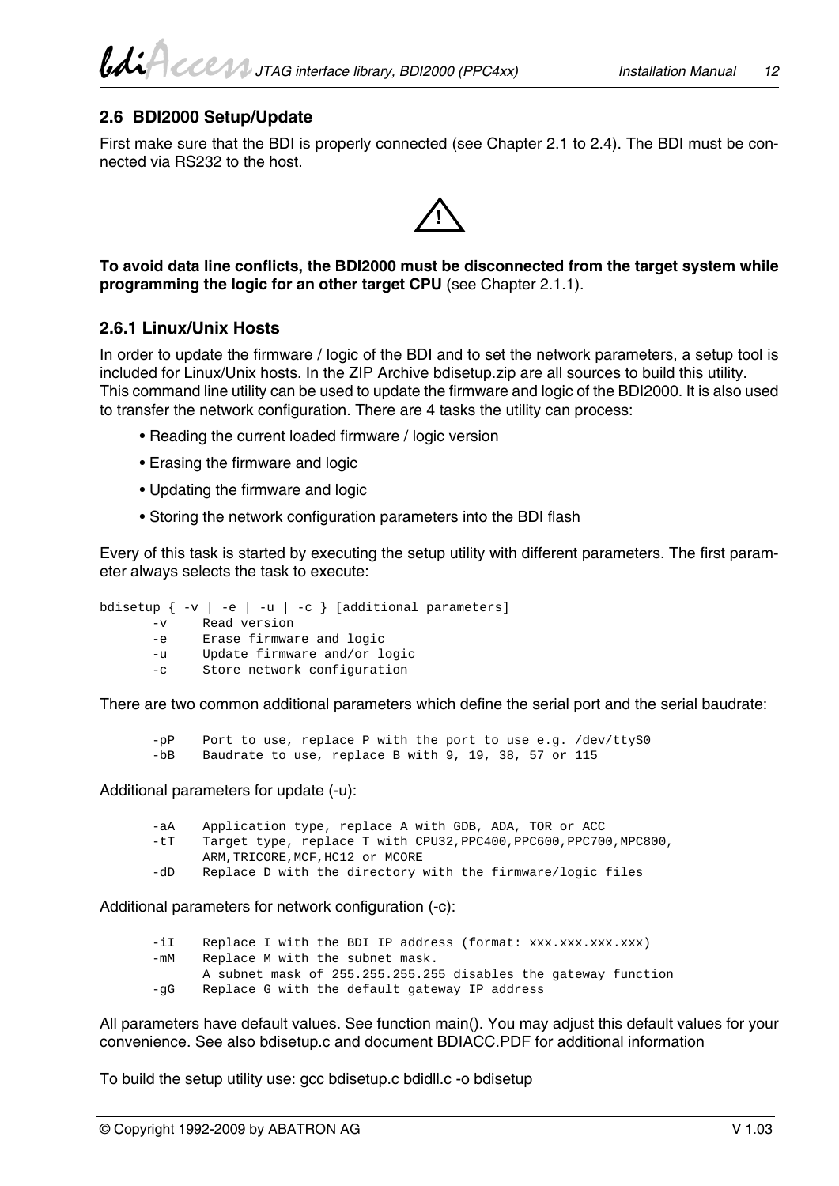## 2.6 BDI2000 Setup/Update

First make sure that the BDI is properly connected (see Chapter 2.1 to 2.4). The BDI must be connected via RS232 to the host.

**To avoid data line conflicts, the BDI2000 must be disconnected from the target system while programming the logic for an other target CPU** (see Chapter 2.1.1).

### 2.6.1 Linux/Unix Hosts

In order to update the firmware / logic of the BDI and to set the network parameters, a setup tool is included for Linux/Unix hosts. In the ZIP Archive bdisetup.zip are all sources to build this utility.
This command line utility can be used to update the firmware and logic of the BDI2000. It is also used to transfer the network configuration. There are 4 tasks the utility can process:

- Reading the current loaded firmware / logic version
- Erasing the firmware and logic
- Updating the firmware and logic
- Storing the network configuration parameters into the BDI flash

Every of this task is started by executing the setup utility with different parameters. The first parameter always selects the task to execute:

```
bdisetup { -v | -e | -u | -c } [additional parameters]
       -v     Read version
       -e     Erase firmware and logic
       -u     Update firmware and/or logic
       -c     Store network configuration
```

There are two common additional parameters which define the serial port and the serial baudrate:

```
       -pP    Port to use, replace P with the port to use e.g. /dev/ttyS0
       -bB    Baudrate to use, replace B with 9, 19, 38, 57 or 115
```

Additional parameters for update (-u):

```
       -aA    Application type, replace A with GDB, ADA, TOR or ACC
       -tT    Target type, replace T with CPU32,PPC400,PPC600,PPC700,MPC800,
              ARM,TRICORE,MCF,HC12 or MCORE
       -dD    Replace D with the directory with the firmware/logic files
```

Additional parameters for network configuration (-c):

```
       -iI    Replace I with the BDI IP address (format: xxx.xxx.xxx.xxx)
       -mM    Replace M with the subnet mask.
              A subnet mask of 255.255.255.255 disables the gateway function
       -gG    Replace G with the default gateway IP address
```

All parameters have default values. See function main(). You may adjust this default values for your convenience. See also bdisetup.c and document BDIACC.PDF for additional information

To build the setup utility use: gcc bdisetup.c bdidll.c -o bdisetup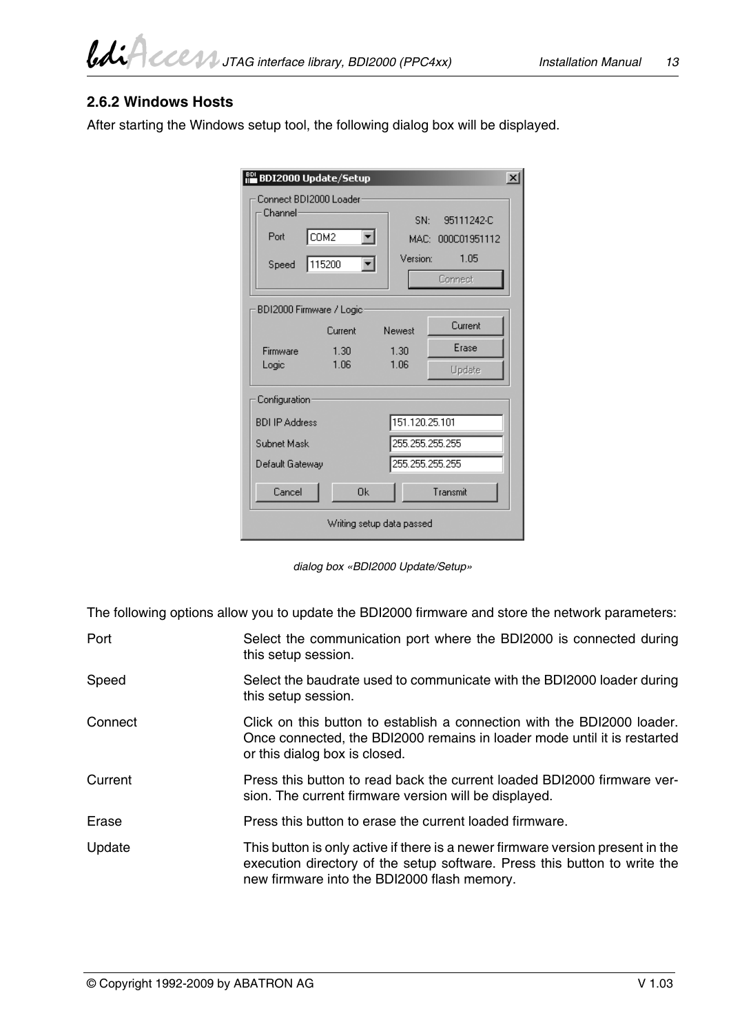### 2.6.2 Windows Hosts

After starting the Windows setup tool, the following dialog box will be displayed.

*dialog box «BDI2000 Update/Setup»*

The following options allow you to update the BDI2000 firmware and store the network parameters:

| | |
|---|---|
| Port | Select the communication port where the BDI2000 is connected during this setup session. |
| Speed | Select the baudrate used to communicate with the BDI2000 loader during this setup session. |
| Connect | Click on this button to establish a connection with the BDI2000 loader. Once connected, the BDI2000 remains in loader mode until it is restarted or this dialog box is closed. |
| Current | Press this button to read back the current loaded BDI2000 firmware version. The current firmware version will be displayed. |
| Erase | Press this button to erase the current loaded firmware. |
| Update | This button is only active if there is a newer firmware version present in the execution directory of the setup software. Press this button to write the new firmware into the BDI2000 flash memory. |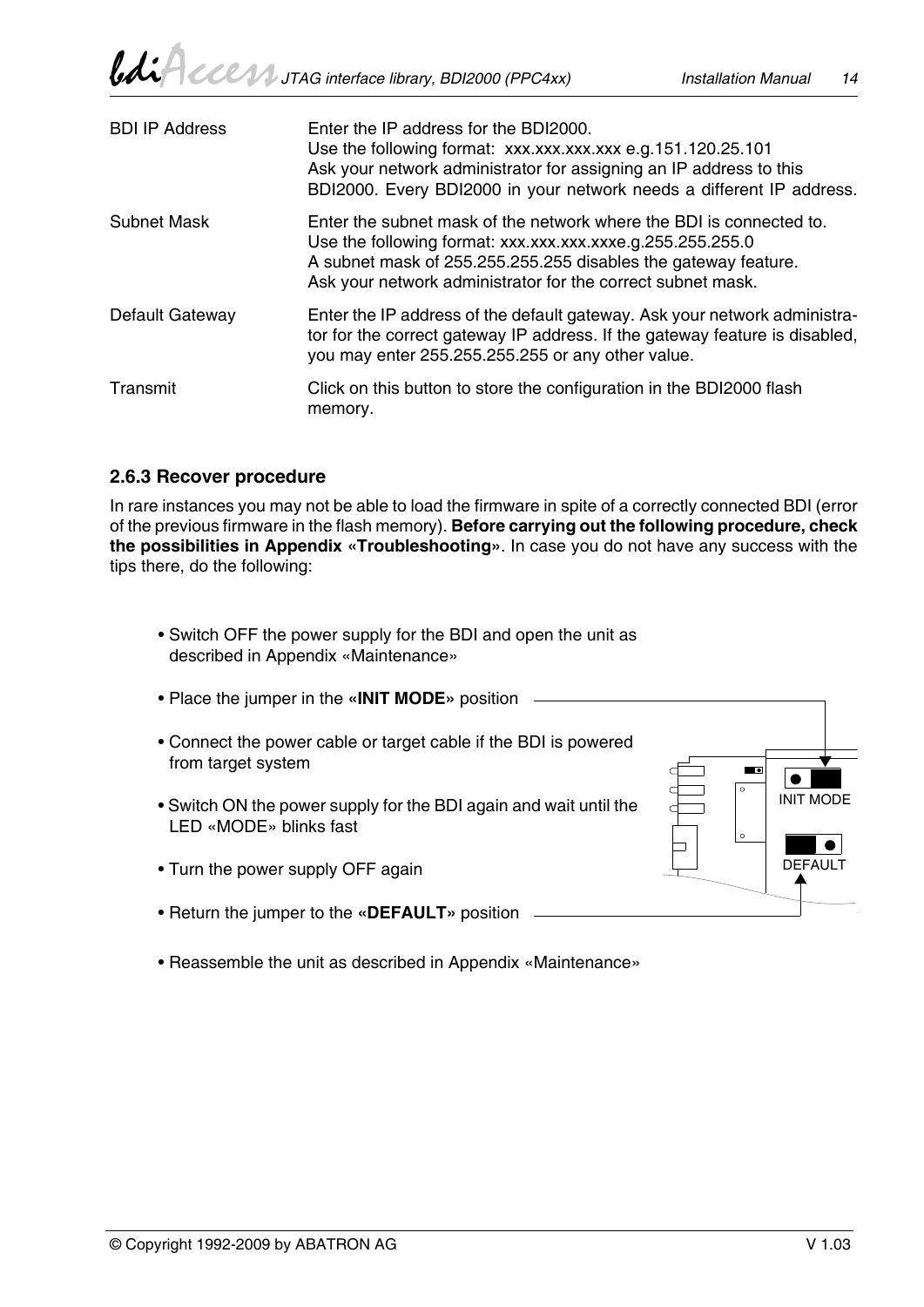| | |
|---|---|
| BDI IP Address | Enter the IP address for the BDI2000. Use the following format: xxx.xxx.xxx.xxx e.g.151.120.25.101 Ask your network administrator for assigning an IP address to this BDI2000. Every BDI2000 in your network needs a different IP address. |
| Subnet Mask | Enter the subnet mask of the network where the BDI is connected to. Use the following format: xxx.xxx.xxx.xxxe.g.255.255.255.0 A subnet mask of 255.255.255.255 disables the gateway feature. Ask your network administrator for the correct subnet mask. |
| Default Gateway | Enter the IP address of the default gateway. Ask your network administrator for the correct gateway IP address. If the gateway feature is disabled, you may enter 255.255.255.255 or any other value. |
| Transmit | Click on this button to store the configuration in the BDI2000 flash memory. |

### 2.6.3 Recover procedure

In rare instances you may not be able to load the firmware in spite of a correctly connected BDI (error of the previous firmware in the flash memory). **Before carrying out the following procedure, check the possibilities in Appendix «Troubleshooting»**. In case you do not have any success with the tips there, do the following:

- Switch OFF the power supply for the BDI and open the unit as described in Appendix «Maintenance»
- Place the jumper in the **«INIT MODE»** position
- Connect the power cable or target cable if the BDI is powered from target system
- Switch ON the power supply for the BDI again and wait until the LED «MODE» blinks fast
- Turn the power supply OFF again
- Return the jumper to the **«DEFAULT»** position
- Reassemble the unit as described in Appendix «Maintenance»

INIT MODE

DEFAULT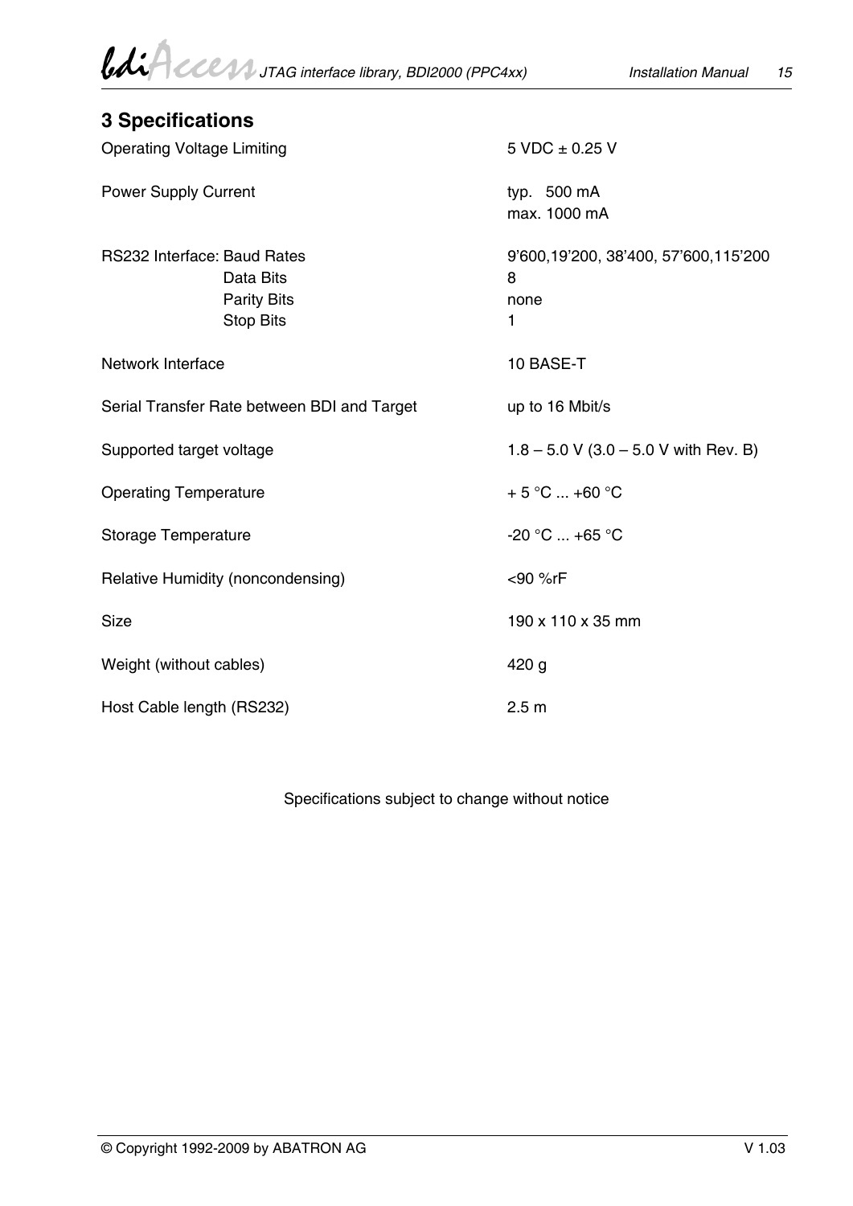## 3 Specifications

| | |
|---|---|
| Operating Voltage Limiting | 5 VDC ± 0.25 V |
| Power Supply Current | typ. 500 mA<br>max. 1000 mA |
| RS232 Interface: Baud Rates | 9’600,19’200, 38’400, 57’600,115’200 |
| Data Bits | 8 |
| Parity Bits | none |
| Stop Bits | 1 |
| Network Interface | 10 BASE-T |
| Serial Transfer Rate between BDI and Target | up to 16 Mbit/s |
| Supported target voltage | 1.8 – 5.0 V (3.0 – 5.0 V with Rev. B) |
| Operating Temperature | + 5 °C ... +60 °C |
| Storage Temperature | -20 °C ... +65 °C |
| Relative Humidity (noncondensing) | <90 %rF |
| Size | 190 x 110 x 35 mm |
| Weight (without cables) | 420 g |
| Host Cable length (RS232) | 2.5 m |

Specifications subject to change without notice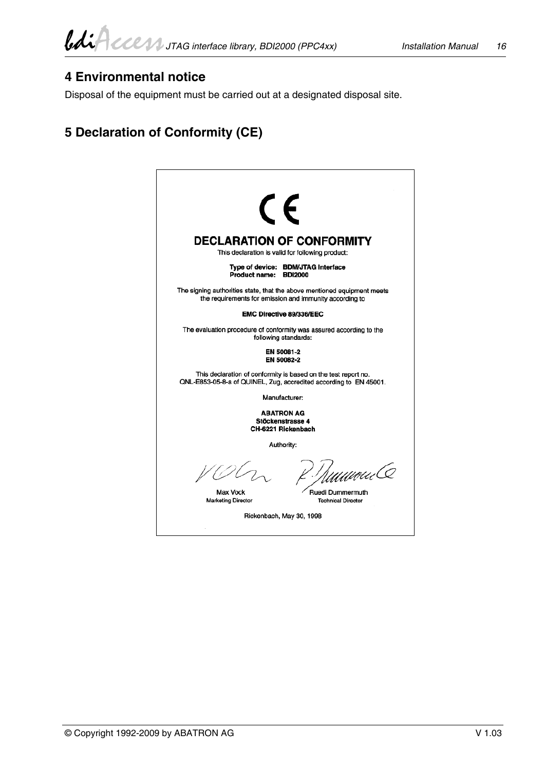## 4 Environmental notice

Disposal of the equipment must be carried out at a designated disposal site.

## 5 Declaration of Conformity (CE)

CE

**DECLARATION OF CONFORMITY**

This declaration is valid for following product:

**Type of device: BDM/JTAG Interface**
**Product name: BDI2000**

The signing authorities state, that the above mentioned equipment meets the requirements for emission and immunity according to

**EMC Directive 89/336/EEC**

The evaluation procedure of conformity was assured according to the following standards:

**EN 50081-2**
**EN 50082-2**

This declaration of conformity is based on the test report no. QNL-E853-05-8-a of QUINEL, Zug, accredited according to EN 45001.

Manufacturer:

**ABATRON AG**
**Stöckenstrasse 4**
**CH-6221 Rickenbach**

Authority:

Max Vock
Marketing Director

Ruedi Dummermuth
Technical Director

Rickenbach, May 30, 1998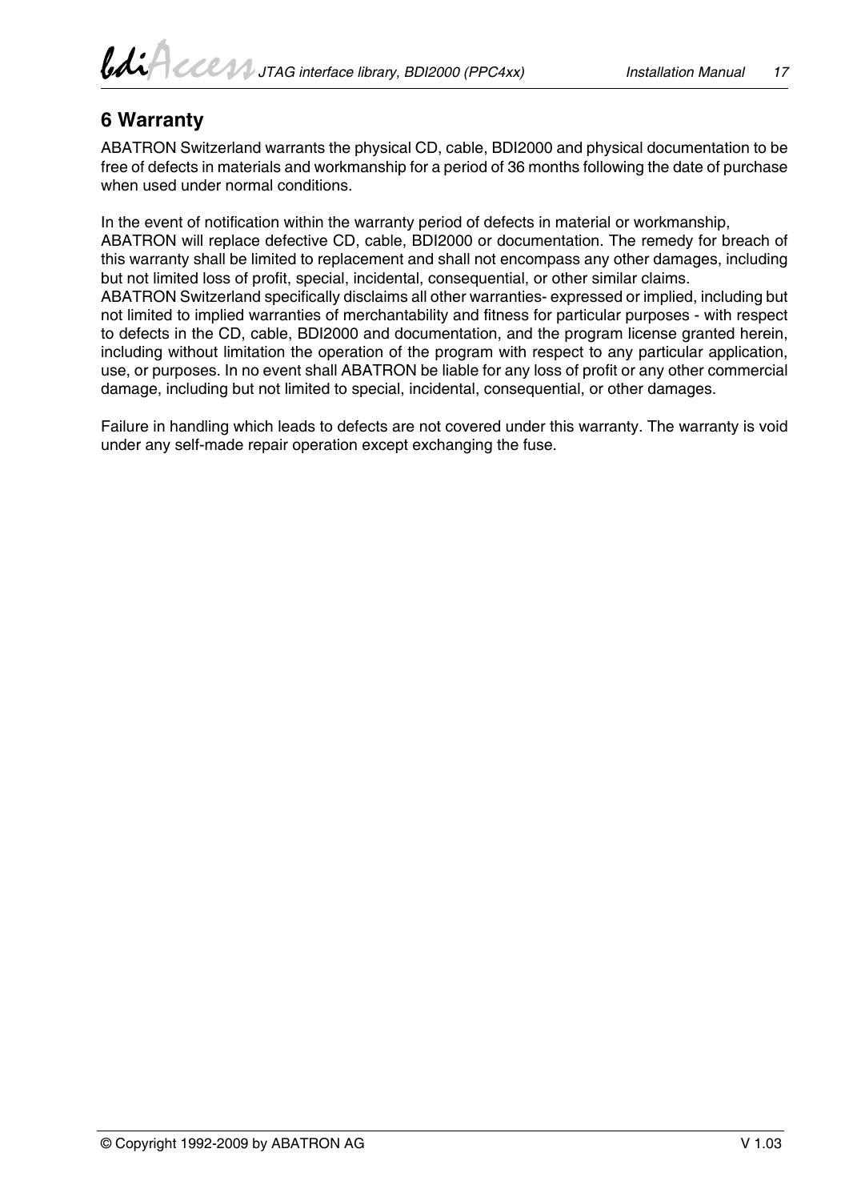## 6 Warranty

ABATRON Switzerland warrants the physical CD, cable, BDI2000 and physical documentation to be free of defects in materials and workmanship for a period of 36 months following the date of purchase when used under normal conditions.

In the event of notification within the warranty period of defects in material or workmanship, ABATRON will replace defective CD, cable, BDI2000 or documentation. The remedy for breach of this warranty shall be limited to replacement and shall not encompass any other damages, including but not limited loss of profit, special, incidental, consequential, or other similar claims.
ABATRON Switzerland specifically disclaims all other warranties- expressed or implied, including but not limited to implied warranties of merchantability and fitness for particular purposes - with respect to defects in the CD, cable, BDI2000 and documentation, and the program license granted herein, including without limitation the operation of the program with respect to any particular application, use, or purposes. In no event shall ABATRON be liable for any loss of profit or any other commercial damage, including but not limited to special, incidental, consequential, or other damages.

Failure in handling which leads to defects are not covered under this warranty. The warranty is void under any self-made repair operation except exchanging the fuse.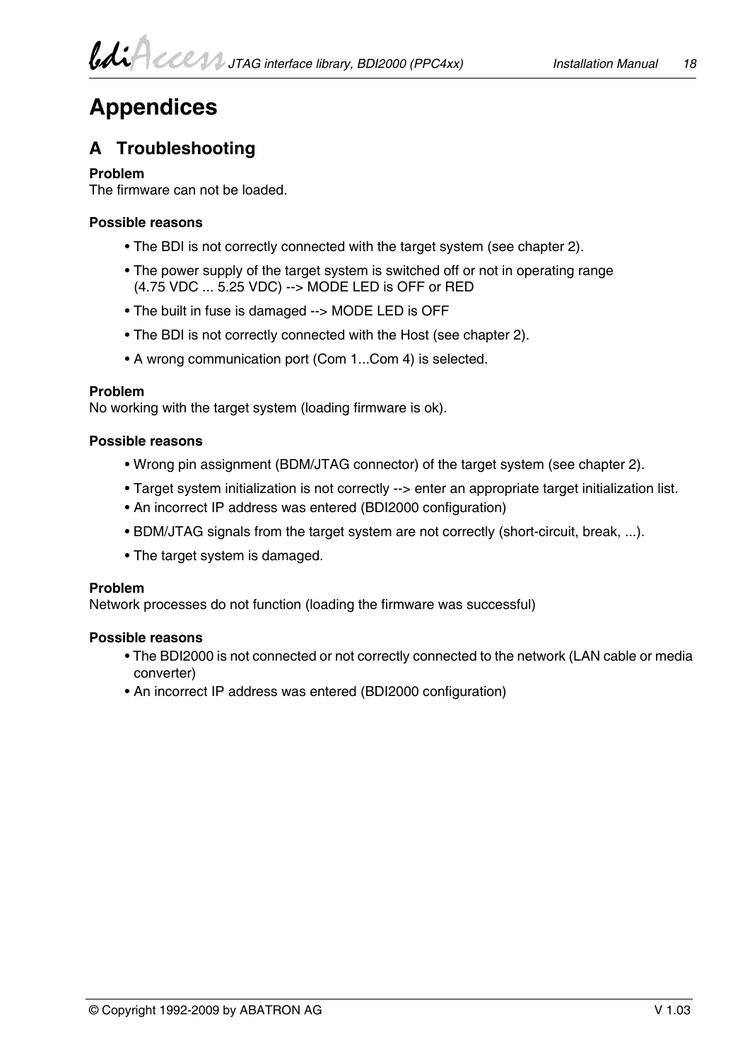# Appendices

## A Troubleshooting

**Problem**
The firmware can not be loaded.

**Possible reasons**

- The BDI is not correctly connected with the target system (see chapter 2).
- The power supply of the target system is switched off or not in operating range (4.75 VDC ... 5.25 VDC) --> MODE LED is OFF or RED
- The built in fuse is damaged --> MODE LED is OFF
- The BDI is not correctly connected with the Host (see chapter 2).
- A wrong communication port (Com 1...Com 4) is selected.

**Problem**
No working with the target system (loading firmware is ok).

**Possible reasons**

- Wrong pin assignment (BDM/JTAG connector) of the target system (see chapter 2).
- Target system initialization is not correctly --> enter an appropriate target initialization list.
- An incorrect IP address was entered (BDI2000 configuration)
- BDM/JTAG signals from the target system are not correctly (short-circuit, break, ...).
- The target system is damaged.

**Problem**
Network processes do not function (loading the firmware was successful)

**Possible reasons**

- The BDI2000 is not connected or not correctly connected to the network (LAN cable or media converter)
- An incorrect IP address was entered (BDI2000 configuration)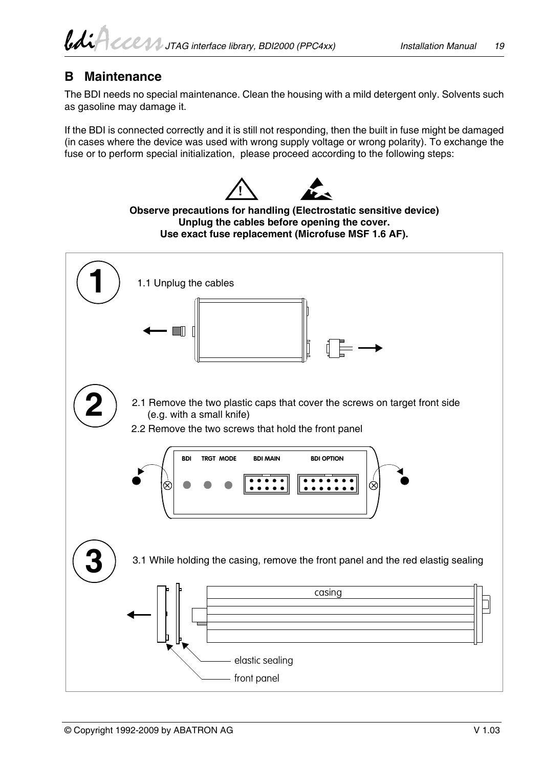## B Maintenance

The BDI needs no special maintenance. Clean the housing with a mild detergent only. Solvents such as gasoline may damage it.

If the BDI is connected correctly and it is still not responding, then the built in fuse might be damaged (in cases where the device was used with wrong supply voltage or wrong polarity). To exchange the fuse or to perform special initialization, please proceed according to the following steps:

**Observe precautions for handling (Electrostatic sensitive device)**
**Unplug the cables before opening the cover.**
**Use exact fuse replacement (Microfuse MSF 1.6 AF).**

**1**

1.1 Unplug the cables

**2**

2.1 Remove the two plastic caps that cover the screws on target front side (e.g. with a small knife)

2.2 Remove the two screws that hold the front panel

BDI TRGT MODE BDI MAIN BDI OPTION

**3**

3.1 While holding the casing, remove the front panel and the red elastig sealing

casing

elastic sealing

front panel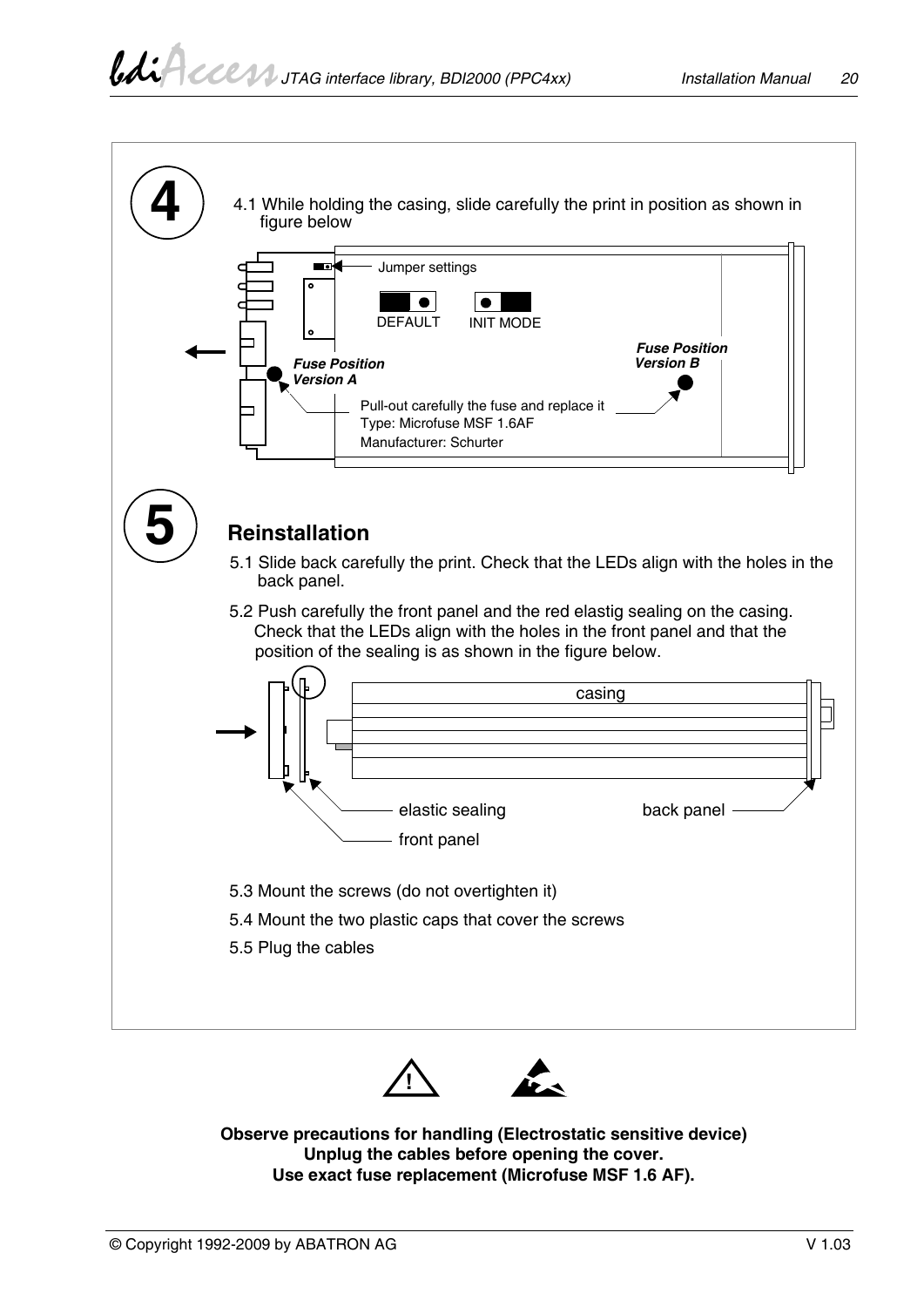## 4

4.1 While holding the casing, slide carefully the print in position as shown in figure below

Jumper settings

DEFAULT INIT MODE

***Fuse Position Version A***

***Fuse Position Version B***

Pull-out carefully the fuse and replace it
Type: Microfuse MSF 1.6AF
Manufacturer: Schurter

## 5

### Reinstallation

5.1 Slide back carefully the print. Check that the LEDs align with the holes in the back panel.

5.2 Push carefully the front panel and the red elastig sealing on the casing. Check that the LEDs align with the holes in the front panel and that the position of the sealing is as shown in the figure below.

casing

elastic sealing

back panel

front panel

5.3 Mount the screws (do not overtighten it)

5.4 Mount the two plastic caps that cover the screws

5.5 Plug the cables

**Observe precautions for handling (Electrostatic sensitive device)**
**Unplug the cables before opening the cover.**
**Use exact fuse replacement (Microfuse MSF 1.6 AF).**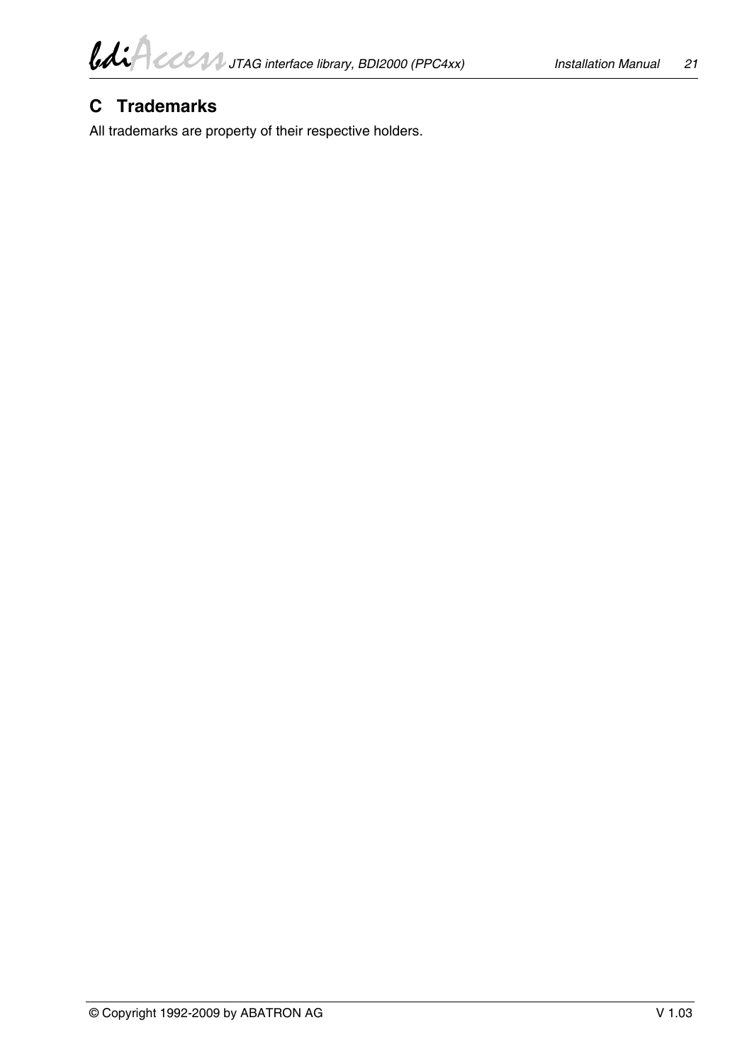## C Trademarks

All trademarks are property of their respective holders.